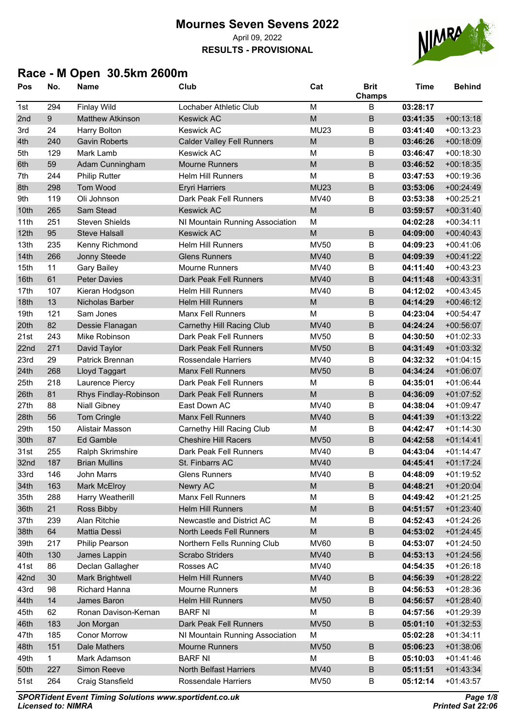# Mournes Seven Sevens 2022

April 09, 2022

**RESULTS - PROVISIONAL**

## Race - M Open 30.5km 2600m

| Pos | No. | Name | Club | Cat | Brit Champs | Time | Behind |
|---|---|---|---|---|---|---|---|
| 1st | 294 | Finlay Wild | Lochaber Athletic Club | M | B | **03:28:17** | |
| 2nd | 9 | Matthew Atkinson | Keswick AC | M | B | **03:41:35** | +00:13:18 |
| 3rd | 24 | Harry Bolton | Keswick AC | MU23 | B | **03:41:40** | +00:13:23 |
| 4th | 240 | Gavin Roberts | Calder Valley Fell Runners | M | B | **03:46:26** | +00:18:09 |
| 5th | 129 | Mark Lamb | Keswick AC | M | B | **03:46:47** | +00:18:30 |
| 6th | 59 | Adam Cunningham | Mourne Runners | M | B | **03:46:52** | +00:18:35 |
| 7th | 244 | Philip Rutter | Helm Hill Runners | M | B | **03:47:53** | +00:19:36 |
| 8th | 298 | Tom Wood | Eryri Harriers | MU23 | B | **03:53:06** | +00:24:49 |
| 9th | 119 | Oli Johnson | Dark Peak Fell Runners | MV40 | B | **03:53:38** | +00:25:21 |
| 10th | 265 | Sam Stead | Keswick AC | M | B | **03:59:57** | +00:31:40 |
| 11th | 251 | Steven Shields | NI Mountain Running Association | M | | **04:02:28** | +00:34:11 |
| 12th | 95 | Steve Halsall | Keswick AC | M | B | **04:09:00** | +00:40:43 |
| 13th | 235 | Kenny Richmond | Helm Hill Runners | MV50 | B | **04:09:23** | +00:41:06 |
| 14th | 266 | Jonny Steede | Glens Runners | MV40 | B | **04:09:39** | +00:41:22 |
| 15th | 11 | Gary Bailey | Mourne Runners | MV40 | B | **04:11:40** | +00:43:23 |
| 16th | 61 | Peter Davies | Dark Peak Fell Runners | MV40 | B | **04:11:48** | +00:43:31 |
| 17th | 107 | Kieran Hodgson | Helm Hill Runners | MV40 | B | **04:12:02** | +00:43:45 |
| 18th | 13 | Nicholas Barber | Helm Hill Runners | M | B | **04:14:29** | +00:46:12 |
| 19th | 121 | Sam Jones | Manx Fell Runners | M | B | **04:23:04** | +00:54:47 |
| 20th | 82 | Dessie Flanagan | Carnethy Hill Racing Club | MV40 | B | **04:24:24** | +00:56:07 |
| 21st | 243 | Mike Robinson | Dark Peak Fell Runners | MV50 | B | **04:30:50** | +01:02:33 |
| 22nd | 271 | David Taylor | Dark Peak Fell Runners | MV50 | B | **04:31:49** | +01:03:32 |
| 23rd | 29 | Patrick Brennan | Rossendale Harriers | MV40 | B | **04:32:32** | +01:04:15 |
| 24th | 268 | Lloyd Taggart | Manx Fell Runners | MV50 | B | **04:34:24** | +01:06:07 |
| 25th | 218 | Laurence Piercy | Dark Peak Fell Runners | M | B | **04:35:01** | +01:06:44 |
| 26th | 81 | Rhys Findlay-Robinson | Dark Peak Fell Runners | M | B | **04:36:09** | +01:07:52 |
| 27th | 88 | Niall Gibney | East Down AC | MV40 | B | **04:38:04** | +01:09:47 |
| 28th | 56 | Tom Cringle | Manx Fell Runners | MV40 | B | **04:41:39** | +01:13:22 |
| 29th | 150 | Alistair Masson | Carnethy Hill Racing Club | M | B | **04:42:47** | +01:14:30 |
| 30th | 87 | Ed Gamble | Cheshire Hill Racers | MV50 | B | **04:42:58** | +01:14:41 |
| 31st | 255 | Ralph Skrimshire | Dark Peak Fell Runners | MV40 | B | **04:43:04** | +01:14:47 |
| 32nd | 187 | Brian Mullins | St. Finbarrs AC | MV40 | | **04:45:41** | +01:17:24 |
| 33rd | 146 | John Marrs | Glens Runners | MV40 | B | **04:48:09** | +01:19:52 |
| 34th | 163 | Mark McElroy | Newry AC | M | B | **04:48:21** | +01:20:04 |
| 35th | 288 | Harry Weatherill | Manx Fell Runners | M | B | **04:49:42** | +01:21:25 |
| 36th | 21 | Ross Bibby | Helm Hill Runners | M | B | **04:51:57** | +01:23:40 |
| 37th | 239 | Alan Ritchie | Newcastle and District AC | M | B | **04:52:43** | +01:24:26 |
| 38th | 64 | Mattia Dessì | North Leeds Fell Runners | M | B | **04:53:02** | +01:24:45 |
| 39th | 217 | Philip Pearson | Northern Fells Running Club | MV60 | B | **04:53:07** | +01:24:50 |
| 40th | 130 | James Lappin | Scrabo Striders | MV40 | B | **04:53:13** | +01:24:56 |
| 41st | 86 | Declan Gallagher | Rosses AC | MV40 | | **04:54:35** | +01:26:18 |
| 42nd | 30 | Mark Brightwell | Helm Hill Runners | MV40 | B | **04:56:39** | +01:28:22 |
| 43rd | 98 | Richard Hanna | Mourne Runners | M | B | **04:56:53** | +01:28:36 |
| 44th | 14 | James Baron | Helm Hill Runners | MV50 | B | **04:56:57** | +01:28:40 |
| 45th | 62 | Ronan Davison-Kernan | BARF NI | M | B | **04:57:56** | +01:29:39 |
| 46th | 183 | Jon Morgan | Dark Peak Fell Runners | MV50 | B | **05:01:10** | +01:32:53 |
| 47th | 185 | Conor Morrow | NI Mountain Running Association | M | | **05:02:28** | +01:34:11 |
| 48th | 151 | Dale Mathers | Mourne Runners | MV50 | B | **05:06:23** | +01:38:06 |
| 49th | 1 | Mark Adamson | BARF NI | M | B | **05:10:03** | +01:41:46 |
| 50th | 227 | Simon Reeve | North Belfast Harriers | MV40 | B | **05:11:51** | +01:43:34 |
| 51st | 264 | Craig Stansfield | Rossendale Harriers | MV50 | B | **05:12:14** | +01:43:57 |

*SPORTident Event Timing Solutions www.sportident.co.uk*
*Licensed to: NIMRA*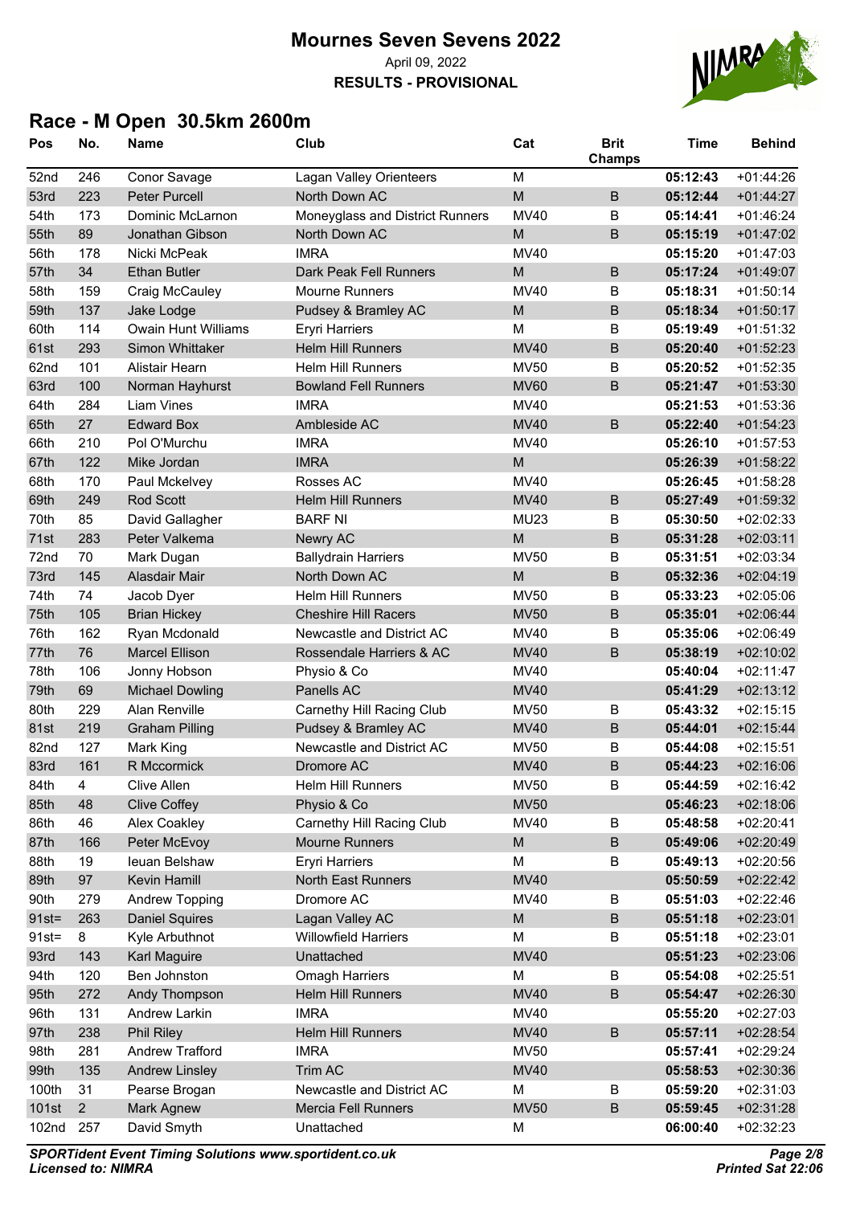# Mournes Seven Sevens 2022

April 09, 2022

**RESULTS - PROVISIONAL**

## Race - M Open 30.5km 2600m

| Pos | No. | Name | Club | Cat | Brit Champs | Time | Behind |
|---|---|---|---|---|---|---|---|
| 52nd | 246 | Conor Savage | Lagan Valley Orienteers | M | | **05:12:43** | +01:44:26 |
| 53rd | 223 | Peter Purcell | North Down AC | M | B | **05:12:44** | +01:44:27 |
| 54th | 173 | Dominic McLarnon | Moneyglass and District Runners | MV40 | B | **05:14:41** | +01:46:24 |
| 55th | 89 | Jonathan Gibson | North Down AC | M | B | **05:15:19** | +01:47:02 |
| 56th | 178 | Nicki McPeak | IMRA | MV40 | | **05:15:20** | +01:47:03 |
| 57th | 34 | Ethan Butler | Dark Peak Fell Runners | M | B | **05:17:24** | +01:49:07 |
| 58th | 159 | Craig McCauley | Mourne Runners | MV40 | B | **05:18:31** | +01:50:14 |
| 59th | 137 | Jake Lodge | Pudsey & Bramley AC | M | B | **05:18:34** | +01:50:17 |
| 60th | 114 | Owain Hunt Williams | Eryri Harriers | M | B | **05:19:49** | +01:51:32 |
| 61st | 293 | Simon Whittaker | Helm Hill Runners | MV40 | B | **05:20:40** | +01:52:23 |
| 62nd | 101 | Alistair Hearn | Helm Hill Runners | MV50 | B | **05:20:52** | +01:52:35 |
| 63rd | 100 | Norman Hayhurst | Bowland Fell Runners | MV60 | B | **05:21:47** | +01:53:30 |
| 64th | 284 | Liam Vines | IMRA | MV40 | | **05:21:53** | +01:53:36 |
| 65th | 27 | Edward Box | Ambleside AC | MV40 | B | **05:22:40** | +01:54:23 |
| 66th | 210 | Pol O'Murchu | IMRA | MV40 | | **05:26:10** | +01:57:53 |
| 67th | 122 | Mike Jordan | IMRA | M | | **05:26:39** | +01:58:22 |
| 68th | 170 | Paul Mckelvey | Rosses AC | MV40 | | **05:26:45** | +01:58:28 |
| 69th | 249 | Rod Scott | Helm Hill Runners | MV40 | B | **05:27:49** | +01:59:32 |
| 70th | 85 | David Gallagher | BARF NI | MU23 | B | **05:30:50** | +02:02:33 |
| 71st | 283 | Peter Valkema | Newry AC | M | B | **05:31:28** | +02:03:11 |
| 72nd | 70 | Mark Dugan | Ballydrain Harriers | MV50 | B | **05:31:51** | +02:03:34 |
| 73rd | 145 | Alasdair Mair | North Down AC | M | B | **05:32:36** | +02:04:19 |
| 74th | 74 | Jacob Dyer | Helm Hill Runners | MV50 | B | **05:33:23** | +02:05:06 |
| 75th | 105 | Brian Hickey | Cheshire Hill Racers | MV50 | B | **05:35:01** | +02:06:44 |
| 76th | 162 | Ryan Mcdonald | Newcastle and District AC | MV40 | B | **05:35:06** | +02:06:49 |
| 77th | 76 | Marcel Ellison | Rossendale Harriers & AC | MV40 | B | **05:38:19** | +02:10:02 |
| 78th | 106 | Jonny Hobson | Physio & Co | MV40 | | **05:40:04** | +02:11:47 |
| 79th | 69 | Michael Dowling | Panells AC | MV40 | | **05:41:29** | +02:13:12 |
| 80th | 229 | Alan Renville | Carnethy Hill Racing Club | MV50 | B | **05:43:32** | +02:15:15 |
| 81st | 219 | Graham Pilling | Pudsey & Bramley AC | MV40 | B | **05:44:01** | +02:15:44 |
| 82nd | 127 | Mark King | Newcastle and District AC | MV50 | B | **05:44:08** | +02:15:51 |
| 83rd | 161 | R Mccormick | Dromore AC | MV40 | B | **05:44:23** | +02:16:06 |
| 84th | 4 | Clive Allen | Helm Hill Runners | MV50 | B | **05:44:59** | +02:16:42 |
| 85th | 48 | Clive Coffey | Physio & Co | MV50 | | **05:46:23** | +02:18:06 |
| 86th | 46 | Alex Coakley | Carnethy Hill Racing Club | MV40 | B | **05:48:58** | +02:20:41 |
| 87th | 166 | Peter McEvoy | Mourne Runners | M | B | **05:49:06** | +02:20:49 |
| 88th | 19 | Ieuan Belshaw | Eryri Harriers | M | B | **05:49:13** | +02:20:56 |
| 89th | 97 | Kevin Hamill | North East Runners | MV40 | | **05:50:59** | +02:22:42 |
| 90th | 279 | Andrew Topping | Dromore AC | MV40 | B | **05:51:03** | +02:22:46 |
| 91st= | 263 | Daniel Squires | Lagan Valley AC | M | B | **05:51:18** | +02:23:01 |
| 91st= | 8 | Kyle Arbuthnot | Willowfield Harriers | M | B | **05:51:18** | +02:23:01 |
| 93rd | 143 | Karl Maguire | Unattached | MV40 | | **05:51:23** | +02:23:06 |
| 94th | 120 | Ben Johnston | Omagh Harriers | M | B | **05:54:08** | +02:25:51 |
| 95th | 272 | Andy Thompson | Helm Hill Runners | MV40 | B | **05:54:47** | +02:26:30 |
| 96th | 131 | Andrew Larkin | IMRA | MV40 | | **05:55:20** | +02:27:03 |
| 97th | 238 | Phil Riley | Helm Hill Runners | MV40 | B | **05:57:11** | +02:28:54 |
| 98th | 281 | Andrew Trafford | IMRA | MV50 | | **05:57:41** | +02:29:24 |
| 99th | 135 | Andrew Linsley | Trim AC | MV40 | | **05:58:53** | +02:30:36 |
| 100th | 31 | Pearse Brogan | Newcastle and District AC | M | B | **05:59:20** | +02:31:03 |
| 101st | 2 | Mark Agnew | Mercia Fell Runners | MV50 | B | **05:59:45** | +02:31:28 |
| 102nd | 257 | David Smyth | Unattached | M | | **06:00:40** | +02:32:23 |

*SPORTident Event Timing Solutions www.sportident.co.uk*
*Licensed to: NIMRA*

*Printed Sat 22:06*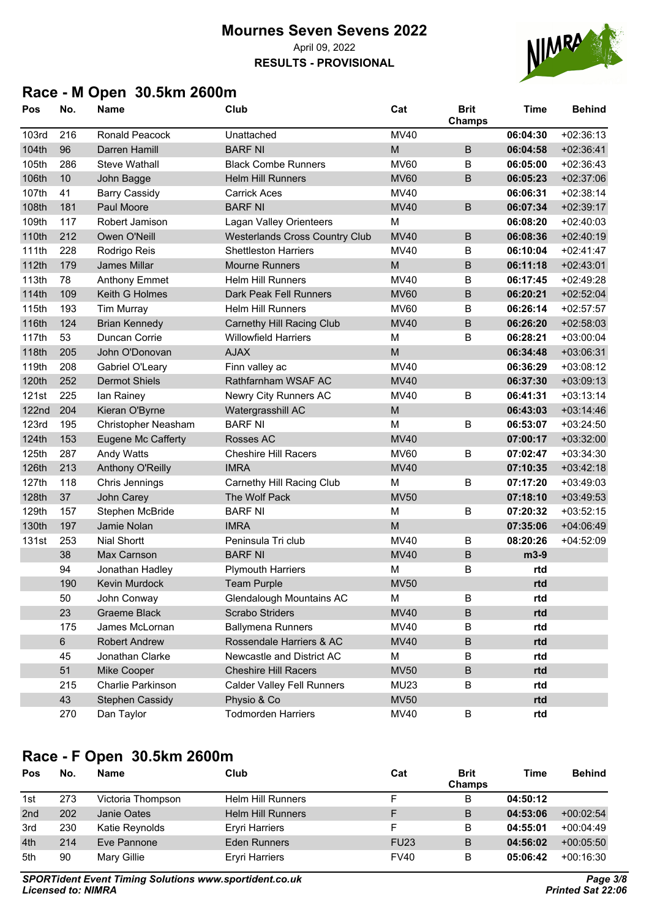# Mournes Seven Sevens 2022

April 09, 2022

**RESULTS - PROVISIONAL**

## Race - M Open 30.5km 2600m

| Pos | No. | Name | Club | Cat | Brit Champs | Time | Behind |
|---|---|---|---|---|---|---|---|
| 103rd | 216 | Ronald Peacock | Unattached | MV40 | | **06:04:30** | +02:36:13 |
| 104th | 96 | Darren Hamill | BARF NI | M | B | **06:04:58** | +02:36:41 |
| 105th | 286 | Steve Wathall | Black Combe Runners | MV60 | B | **06:05:00** | +02:36:43 |
| 106th | 10 | John Bagge | Helm Hill Runners | MV60 | B | **06:05:23** | +02:37:06 |
| 107th | 41 | Barry Cassidy | Carrick Aces | MV40 | | **06:06:31** | +02:38:14 |
| 108th | 181 | Paul Moore | BARF NI | MV40 | B | **06:07:34** | +02:39:17 |
| 109th | 117 | Robert Jamison | Lagan Valley Orienteers | M | | **06:08:20** | +02:40:03 |
| 110th | 212 | Owen O'Neill | Westerlands Cross Country Club | MV40 | B | **06:08:36** | +02:40:19 |
| 111th | 228 | Rodrigo Reis | Shettleston Harriers | MV40 | B | **06:10:04** | +02:41:47 |
| 112th | 179 | James Millar | Mourne Runners | M | B | **06:11:18** | +02:43:01 |
| 113th | 78 | Anthony Emmet | Helm Hill Runners | MV40 | B | **06:17:45** | +02:49:28 |
| 114th | 109 | Keith G Holmes | Dark Peak Fell Runners | MV60 | B | **06:20:21** | +02:52:04 |
| 115th | 193 | Tim Murray | Helm Hill Runners | MV60 | B | **06:26:14** | +02:57:57 |
| 116th | 124 | Brian Kennedy | Carnethy Hill Racing Club | MV40 | B | **06:26:20** | +02:58:03 |
| 117th | 53 | Duncan Corrie | Willowfield Harriers | M | B | **06:28:21** | +03:00:04 |
| 118th | 205 | John O'Donovan | AJAX | M | | **06:34:48** | +03:06:31 |
| 119th | 208 | Gabriel O'Leary | Finn valley ac | MV40 | | **06:36:29** | +03:08:12 |
| 120th | 252 | Dermot Shiels | Rathfarnham WSAF AC | MV40 | | **06:37:30** | +03:09:13 |
| 121st | 225 | Ian Rainey | Newry City Runners AC | MV40 | B | **06:41:31** | +03:13:14 |
| 122nd | 204 | Kieran O'Byrne | Watergrasshill AC | M | | **06:43:03** | +03:14:46 |
| 123rd | 195 | Christopher Neasham | BARF NI | M | B | **06:53:07** | +03:24:50 |
| 124th | 153 | Eugene Mc Cafferty | Rosses AC | MV40 | | **07:00:17** | +03:32:00 |
| 125th | 287 | Andy Watts | Cheshire Hill Racers | MV60 | B | **07:02:47** | +03:34:30 |
| 126th | 213 | Anthony O'Reilly | IMRA | MV40 | | **07:10:35** | +03:42:18 |
| 127th | 118 | Chris Jennings | Carnethy Hill Racing Club | M | B | **07:17:20** | +03:49:03 |
| 128th | 37 | John Carey | The Wolf Pack | MV50 | | **07:18:10** | +03:49:53 |
| 129th | 157 | Stephen McBride | BARF NI | M | B | **07:20:32** | +03:52:15 |
| 130th | 197 | Jamie Nolan | IMRA | M | | **07:35:06** | +04:06:49 |
| 131st | 253 | Nial Shortt | Peninsula Tri club | MV40 | B | **08:20:26** | +04:52:09 |
| | 38 | Max Carnson | BARF NI | MV40 | B | **m3-9** | |
| | 94 | Jonathan Hadley | Plymouth Harriers | M | B | **rtd** | |
| | 190 | Kevin Murdock | Team Purple | MV50 | | **rtd** | |
| | 50 | John Conway | Glendalough Mountains AC | M | B | **rtd** | |
| | 23 | Graeme Black | Scrabo Striders | MV40 | B | **rtd** | |
| | 175 | James McLornan | Ballymena Runners | MV40 | B | **rtd** | |
| | 6 | Robert Andrew | Rossendale Harriers & AC | MV40 | B | **rtd** | |
| | 45 | Jonathan Clarke | Newcastle and District AC | M | B | **rtd** | |
| | 51 | Mike Cooper | Cheshire Hill Racers | MV50 | B | **rtd** | |
| | 215 | Charlie Parkinson | Calder Valley Fell Runners | MU23 | B | **rtd** | |
| | 43 | Stephen Cassidy | Physio & Co | MV50 | | **rtd** | |
| | 270 | Dan Taylor | Todmorden Harriers | MV40 | B | **rtd** | |

## Race - F Open 30.5km 2600m

| Pos | No. | Name | Club | Cat | Brit Champs | Time | Behind |
|---|---|---|---|---|---|---|---|
| 1st | 273 | Victoria Thompson | Helm Hill Runners | F | B | **04:50:12** | |
| 2nd | 202 | Janie Oates | Helm Hill Runners | F | B | **04:53:06** | +00:02:54 |
| 3rd | 230 | Katie Reynolds | Eryri Harriers | F | B | **04:55:01** | +00:04:49 |
| 4th | 214 | Eve Pannone | Eden Runners | FU23 | B | **04:56:02** | +00:05:50 |
| 5th | 90 | Mary Gillie | Eryri Harriers | FV40 | B | **05:06:42** | +00:16:30 |

*SPORTident Event Timing Solutions www.sportident.co.uk*
*Licensed to: NIMRA*

*Printed Sat 22:06*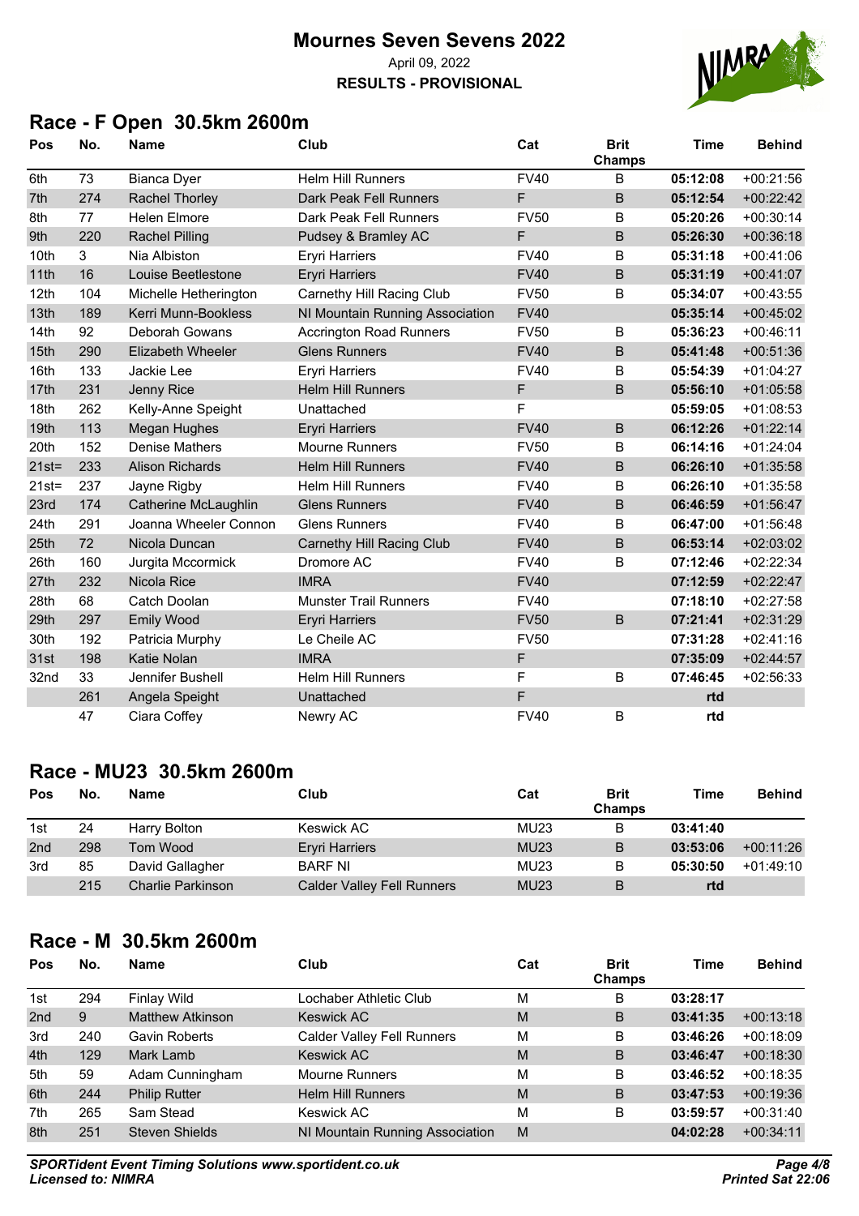# Mournes Seven Sevens 2022

April 09, 2022

**RESULTS - PROVISIONAL**

## Race - F Open 30.5km 2600m

| Pos | No. | Name | Club | Cat | Brit Champs | Time | Behind |
|---|---|---|---|---|---|---|---|
| 6th | 73 | Bianca Dyer | Helm Hill Runners | FV40 | B | **05:12:08** | +00:21:56 |
| 7th | 274 | Rachel Thorley | Dark Peak Fell Runners | F | B | **05:12:54** | +00:22:42 |
| 8th | 77 | Helen Elmore | Dark Peak Fell Runners | FV50 | B | **05:20:26** | +00:30:14 |
| 9th | 220 | Rachel Pilling | Pudsey & Bramley AC | F | B | **05:26:30** | +00:36:18 |
| 10th | 3 | Nia Albiston | Eryri Harriers | FV40 | B | **05:31:18** | +00:41:06 |
| 11th | 16 | Louise Beetlestone | Eryri Harriers | FV40 | B | **05:31:19** | +00:41:07 |
| 12th | 104 | Michelle Hetherington | Carnethy Hill Racing Club | FV50 | B | **05:34:07** | +00:43:55 |
| 13th | 189 | Kerri Munn-Bookless | NI Mountain Running Association | FV40 | | **05:35:14** | +00:45:02 |
| 14th | 92 | Deborah Gowans | Accrington Road Runners | FV50 | B | **05:36:23** | +00:46:11 |
| 15th | 290 | Elizabeth Wheeler | Glens Runners | FV40 | B | **05:41:48** | +00:51:36 |
| 16th | 133 | Jackie Lee | Eryri Harriers | FV40 | B | **05:54:39** | +01:04:27 |
| 17th | 231 | Jenny Rice | Helm Hill Runners | F | B | **05:56:10** | +01:05:58 |
| 18th | 262 | Kelly-Anne Speight | Unattached | F | | **05:59:05** | +01:08:53 |
| 19th | 113 | Megan Hughes | Eryri Harriers | FV40 | B | **06:12:26** | +01:22:14 |
| 20th | 152 | Denise Mathers | Mourne Runners | FV50 | B | **06:14:16** | +01:24:04 |
| 21st= | 233 | Alison Richards | Helm Hill Runners | FV40 | B | **06:26:10** | +01:35:58 |
| 21st= | 237 | Jayne Rigby | Helm Hill Runners | FV40 | B | **06:26:10** | +01:35:58 |
| 23rd | 174 | Catherine McLaughlin | Glens Runners | FV40 | B | **06:46:59** | +01:56:47 |
| 24th | 291 | Joanna Wheeler Connon | Glens Runners | FV40 | B | **06:47:00** | +01:56:48 |
| 25th | 72 | Nicola Duncan | Carnethy Hill Racing Club | FV40 | B | **06:53:14** | +02:03:02 |
| 26th | 160 | Jurgita Mccormick | Dromore AC | FV40 | B | **07:12:46** | +02:22:34 |
| 27th | 232 | Nicola Rice | IMRA | FV40 | | **07:12:59** | +02:22:47 |
| 28th | 68 | Catch Doolan | Munster Trail Runners | FV40 | | **07:18:10** | +02:27:58 |
| 29th | 297 | Emily Wood | Eryri Harriers | FV50 | B | **07:21:41** | +02:31:29 |
| 30th | 192 | Patricia Murphy | Le Cheile AC | FV50 | | **07:31:28** | +02:41:16 |
| 31st | 198 | Katie Nolan | IMRA | F | | **07:35:09** | +02:44:57 |
| 32nd | 33 | Jennifer Bushell | Helm Hill Runners | F | B | **07:46:45** | +02:56:33 |
| | 261 | Angela Speight | Unattached | F | | **rtd** | |
| | 47 | Ciara Coffey | Newry AC | FV40 | B | **rtd** | |

## Race - MU23 30.5km 2600m

| Pos | No. | Name | Club | Cat | Brit Champs | Time | Behind |
|---|---|---|---|---|---|---|---|
| 1st | 24 | Harry Bolton | Keswick AC | MU23 | B | **03:41:40** | |
| 2nd | 298 | Tom Wood | Eryri Harriers | MU23 | B | **03:53:06** | +00:11:26 |
| 3rd | 85 | David Gallagher | BARF NI | MU23 | B | **05:30:50** | +01:49:10 |
| | 215 | Charlie Parkinson | Calder Valley Fell Runners | MU23 | B | **rtd** | |

## Race - M 30.5km 2600m

| Pos | No. | Name | Club | Cat | Brit Champs | Time | Behind |
|---|---|---|---|---|---|---|---|
| 1st | 294 | Finlay Wild | Lochaber Athletic Club | M | B | **03:28:17** | |
| 2nd | 9 | Matthew Atkinson | Keswick AC | M | B | **03:41:35** | +00:13:18 |
| 3rd | 240 | Gavin Roberts | Calder Valley Fell Runners | M | B | **03:46:26** | +00:18:09 |
| 4th | 129 | Mark Lamb | Keswick AC | M | B | **03:46:47** | +00:18:30 |
| 5th | 59 | Adam Cunningham | Mourne Runners | M | B | **03:46:52** | +00:18:35 |
| 6th | 244 | Philip Rutter | Helm Hill Runners | M | B | **03:47:53** | +00:19:36 |
| 7th | 265 | Sam Stead | Keswick AC | M | B | **03:59:57** | +00:31:40 |
| 8th | 251 | Steven Shields | NI Mountain Running Association | M | | **04:02:28** | +00:34:11 |

***SPORTident Event Timing Solutions www.sportident.co.uk***
***Licensed to: NIMRA***

***Printed Sat 22:06***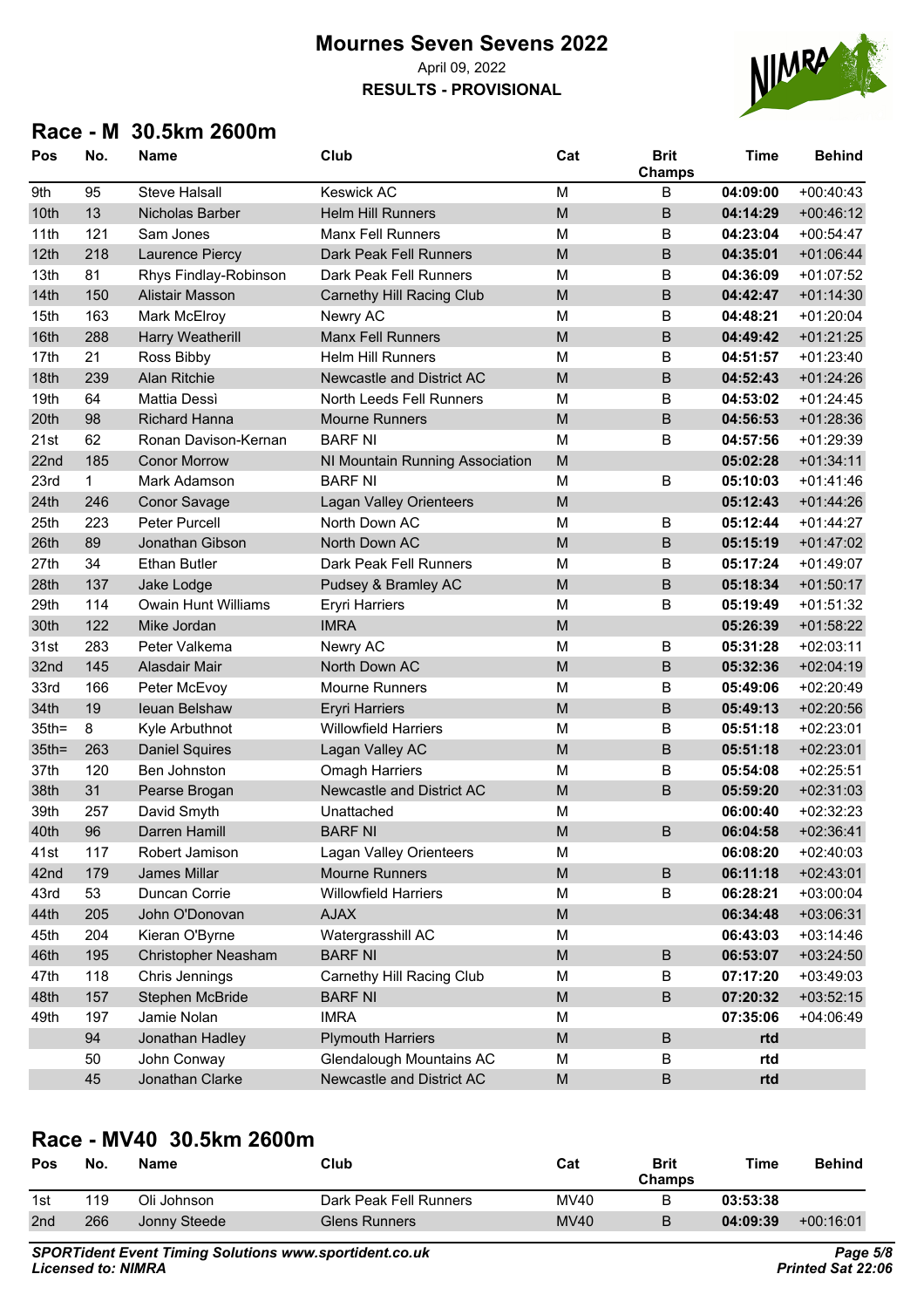# Mournes Seven Sevens 2022

April 09, 2022

**RESULTS - PROVISIONAL**

## Race - M 30.5km 2600m

| Pos | No. | Name | Club | Cat | Brit Champs | Time | Behind |
|---|---|---|---|---|---|---|---|
| 9th | 95 | Steve Halsall | Keswick AC | M | B | **04:09:00** | +00:40:43 |
| 10th | 13 | Nicholas Barber | Helm Hill Runners | M | B | **04:14:29** | +00:46:12 |
| 11th | 121 | Sam Jones | Manx Fell Runners | M | B | **04:23:04** | +00:54:47 |
| 12th | 218 | Laurence Piercy | Dark Peak Fell Runners | M | B | **04:35:01** | +01:06:44 |
| 13th | 81 | Rhys Findlay-Robinson | Dark Peak Fell Runners | M | B | **04:36:09** | +01:07:52 |
| 14th | 150 | Alistair Masson | Carnethy Hill Racing Club | M | B | **04:42:47** | +01:14:30 |
| 15th | 163 | Mark McElroy | Newry AC | M | B | **04:48:21** | +01:20:04 |
| 16th | 288 | Harry Weatherill | Manx Fell Runners | M | B | **04:49:42** | +01:21:25 |
| 17th | 21 | Ross Bibby | Helm Hill Runners | M | B | **04:51:57** | +01:23:40 |
| 18th | 239 | Alan Ritchie | Newcastle and District AC | M | B | **04:52:43** | +01:24:26 |
| 19th | 64 | Mattia Dessì | North Leeds Fell Runners | M | B | **04:53:02** | +01:24:45 |
| 20th | 98 | Richard Hanna | Mourne Runners | M | B | **04:56:53** | +01:28:36 |
| 21st | 62 | Ronan Davison-Kernan | BARF NI | M | B | **04:57:56** | +01:29:39 |
| 22nd | 185 | Conor Morrow | NI Mountain Running Association | M | | **05:02:28** | +01:34:11 |
| 23rd | 1 | Mark Adamson | BARF NI | M | B | **05:10:03** | +01:41:46 |
| 24th | 246 | Conor Savage | Lagan Valley Orienteers | M | | **05:12:43** | +01:44:26 |
| 25th | 223 | Peter Purcell | North Down AC | M | B | **05:12:44** | +01:44:27 |
| 26th | 89 | Jonathan Gibson | North Down AC | M | B | **05:15:19** | +01:47:02 |
| 27th | 34 | Ethan Butler | Dark Peak Fell Runners | M | B | **05:17:24** | +01:49:07 |
| 28th | 137 | Jake Lodge | Pudsey & Bramley AC | M | B | **05:18:34** | +01:50:17 |
| 29th | 114 | Owain Hunt Williams | Eryri Harriers | M | B | **05:19:49** | +01:51:32 |
| 30th | 122 | Mike Jordan | IMRA | M | | **05:26:39** | +01:58:22 |
| 31st | 283 | Peter Valkema | Newry AC | M | B | **05:31:28** | +02:03:11 |
| 32nd | 145 | Alasdair Mair | North Down AC | M | B | **05:32:36** | +02:04:19 |
| 33rd | 166 | Peter McEvoy | Mourne Runners | M | B | **05:49:06** | +02:20:49 |
| 34th | 19 | Ieuan Belshaw | Eryri Harriers | M | B | **05:49:13** | +02:20:56 |
| 35th= | 8 | Kyle Arbuthnot | Willowfield Harriers | M | B | **05:51:18** | +02:23:01 |
| 35th= | 263 | Daniel Squires | Lagan Valley AC | M | B | **05:51:18** | +02:23:01 |
| 37th | 120 | Ben Johnston | Omagh Harriers | M | B | **05:54:08** | +02:25:51 |
| 38th | 31 | Pearse Brogan | Newcastle and District AC | M | B | **05:59:20** | +02:31:03 |
| 39th | 257 | David Smyth | Unattached | M | | **06:00:40** | +02:32:23 |
| 40th | 96 | Darren Hamill | BARF NI | M | B | **06:04:58** | +02:36:41 |
| 41st | 117 | Robert Jamison | Lagan Valley Orienteers | M | | **06:08:20** | +02:40:03 |
| 42nd | 179 | James Millar | Mourne Runners | M | B | **06:11:18** | +02:43:01 |
| 43rd | 53 | Duncan Corrie | Willowfield Harriers | M | B | **06:28:21** | +03:00:04 |
| 44th | 205 | John O'Donovan | AJAX | M | | **06:34:48** | +03:06:31 |
| 45th | 204 | Kieran O'Byrne | Watergrasshill AC | M | | **06:43:03** | +03:14:46 |
| 46th | 195 | Christopher Neasham | BARF NI | M | B | **06:53:07** | +03:24:50 |
| 47th | 118 | Chris Jennings | Carnethy Hill Racing Club | M | B | **07:17:20** | +03:49:03 |
| 48th | 157 | Stephen McBride | BARF NI | M | B | **07:20:32** | +03:52:15 |
| 49th | 197 | Jamie Nolan | IMRA | M | | **07:35:06** | +04:06:49 |
| | 94 | Jonathan Hadley | Plymouth Harriers | M | B | **rtd** | |
| | 50 | John Conway | Glendalough Mountains AC | M | B | **rtd** | |
| | 45 | Jonathan Clarke | Newcastle and District AC | M | B | **rtd** | |

## Race - MV40 30.5km 2600m

| Pos | No. | Name | Club | Cat | Brit Champs | Time | Behind |
|---|---|---|---|---|---|---|---|
| 1st | 119 | Oli Johnson | Dark Peak Fell Runners | MV40 | B | **03:53:38** | |
| 2nd | 266 | Jonny Steede | Glens Runners | MV40 | B | **04:09:39** | +00:16:01 |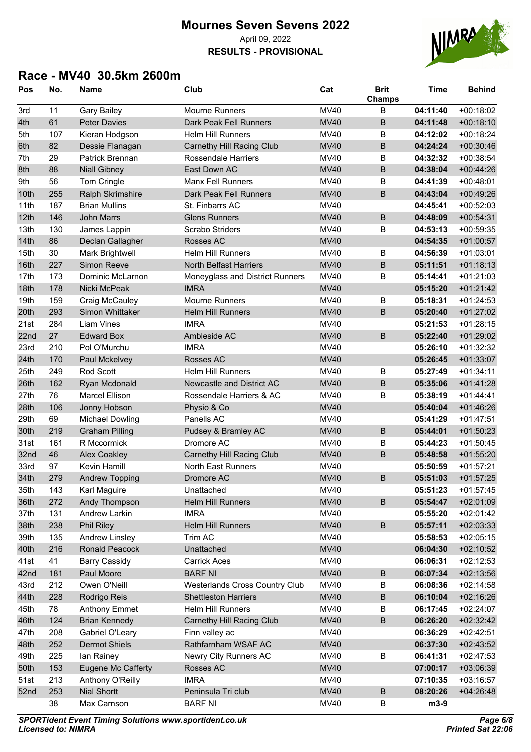# Mournes Seven Sevens 2022

April 09, 2022

**RESULTS - PROVISIONAL**

## Race - MV40 30.5km 2600m

| Pos | No. | Name | Club | Cat | Brit Champs | Time | Behind |
|---|---|---|---|---|---|---|---|
| 3rd | 11 | Gary Bailey | Mourne Runners | MV40 | B | **04:11:40** | +00:18:02 |
| 4th | 61 | Peter Davies | Dark Peak Fell Runners | MV40 | B | **04:11:48** | +00:18:10 |
| 5th | 107 | Kieran Hodgson | Helm Hill Runners | MV40 | B | **04:12:02** | +00:18:24 |
| 6th | 82 | Dessie Flanagan | Carnethy Hill Racing Club | MV40 | B | **04:24:24** | +00:30:46 |
| 7th | 29 | Patrick Brennan | Rossendale Harriers | MV40 | B | **04:32:32** | +00:38:54 |
| 8th | 88 | Niall Gibney | East Down AC | MV40 | B | **04:38:04** | +00:44:26 |
| 9th | 56 | Tom Cringle | Manx Fell Runners | MV40 | B | **04:41:39** | +00:48:01 |
| 10th | 255 | Ralph Skrimshire | Dark Peak Fell Runners | MV40 | B | **04:43:04** | +00:49:26 |
| 11th | 187 | Brian Mullins | St. Finbarrs AC | MV40 | | **04:45:41** | +00:52:03 |
| 12th | 146 | John Marrs | Glens Runners | MV40 | B | **04:48:09** | +00:54:31 |
| 13th | 130 | James Lappin | Scrabo Striders | MV40 | B | **04:53:13** | +00:59:35 |
| 14th | 86 | Declan Gallagher | Rosses AC | MV40 | | **04:54:35** | +01:00:57 |
| 15th | 30 | Mark Brightwell | Helm Hill Runners | MV40 | B | **04:56:39** | +01:03:01 |
| 16th | 227 | Simon Reeve | North Belfast Harriers | MV40 | B | **05:11:51** | +01:18:13 |
| 17th | 173 | Dominic McLarnon | Moneyglass and District Runners | MV40 | B | **05:14:41** | +01:21:03 |
| 18th | 178 | Nicki McPeak | IMRA | MV40 | | **05:15:20** | +01:21:42 |
| 19th | 159 | Craig McCauley | Mourne Runners | MV40 | B | **05:18:31** | +01:24:53 |
| 20th | 293 | Simon Whittaker | Helm Hill Runners | MV40 | B | **05:20:40** | +01:27:02 |
| 21st | 284 | Liam Vines | IMRA | MV40 | | **05:21:53** | +01:28:15 |
| 22nd | 27 | Edward Box | Ambleside AC | MV40 | B | **05:22:40** | +01:29:02 |
| 23rd | 210 | Pol O'Murchu | IMRA | MV40 | | **05:26:10** | +01:32:32 |
| 24th | 170 | Paul Mckelvey | Rosses AC | MV40 | | **05:26:45** | +01:33:07 |
| 25th | 249 | Rod Scott | Helm Hill Runners | MV40 | B | **05:27:49** | +01:34:11 |
| 26th | 162 | Ryan Mcdonald | Newcastle and District AC | MV40 | B | **05:35:06** | +01:41:28 |
| 27th | 76 | Marcel Ellison | Rossendale Harriers & AC | MV40 | B | **05:38:19** | +01:44:41 |
| 28th | 106 | Jonny Hobson | Physio & Co | MV40 | | **05:40:04** | +01:46:26 |
| 29th | 69 | Michael Dowling | Panells AC | MV40 | | **05:41:29** | +01:47:51 |
| 30th | 219 | Graham Pilling | Pudsey & Bramley AC | MV40 | B | **05:44:01** | +01:50:23 |
| 31st | 161 | R Mccormick | Dromore AC | MV40 | B | **05:44:23** | +01:50:45 |
| 32nd | 46 | Alex Coakley | Carnethy Hill Racing Club | MV40 | B | **05:48:58** | +01:55:20 |
| 33rd | 97 | Kevin Hamill | North East Runners | MV40 | | **05:50:59** | +01:57:21 |
| 34th | 279 | Andrew Topping | Dromore AC | MV40 | B | **05:51:03** | +01:57:25 |
| 35th | 143 | Karl Maguire | Unattached | MV40 | | **05:51:23** | +01:57:45 |
| 36th | 272 | Andy Thompson | Helm Hill Runners | MV40 | B | **05:54:47** | +02:01:09 |
| 37th | 131 | Andrew Larkin | IMRA | MV40 | | **05:55:20** | +02:01:42 |
| 38th | 238 | Phil Riley | Helm Hill Runners | MV40 | B | **05:57:11** | +02:03:33 |
| 39th | 135 | Andrew Linsley | Trim AC | MV40 | | **05:58:53** | +02:05:15 |
| 40th | 216 | Ronald Peacock | Unattached | MV40 | | **06:04:30** | +02:10:52 |
| 41st | 41 | Barry Cassidy | Carrick Aces | MV40 | | **06:06:31** | +02:12:53 |
| 42nd | 181 | Paul Moore | BARF NI | MV40 | B | **06:07:34** | +02:13:56 |
| 43rd | 212 | Owen O'Neill | Westerlands Cross Country Club | MV40 | B | **06:08:36** | +02:14:58 |
| 44th | 228 | Rodrigo Reis | Shettleston Harriers | MV40 | B | **06:10:04** | +02:16:26 |
| 45th | 78 | Anthony Emmet | Helm Hill Runners | MV40 | B | **06:17:45** | +02:24:07 |
| 46th | 124 | Brian Kennedy | Carnethy Hill Racing Club | MV40 | B | **06:26:20** | +02:32:42 |
| 47th | 208 | Gabriel O'Leary | Finn valley ac | MV40 | | **06:36:29** | +02:42:51 |
| 48th | 252 | Dermot Shiels | Rathfarnham WSAF AC | MV40 | | **06:37:30** | +02:43:52 |
| 49th | 225 | Ian Rainey | Newry City Runners AC | MV40 | B | **06:41:31** | +02:47:53 |
| 50th | 153 | Eugene Mc Cafferty | Rosses AC | MV40 | | **07:00:17** | +03:06:39 |
| 51st | 213 | Anthony O'Reilly | IMRA | MV40 | | **07:10:35** | +03:16:57 |
| 52nd | 253 | Nial Shortt | Peninsula Tri club | MV40 | B | **08:20:26** | +04:26:48 |
| | 38 | Max Carnson | BARF NI | MV40 | B | **m3-9** | |

***SPORTident Event Timing Solutions www.sportident.co.uk***
***Licensed to: NIMRA***

***Printed Sat 22:06***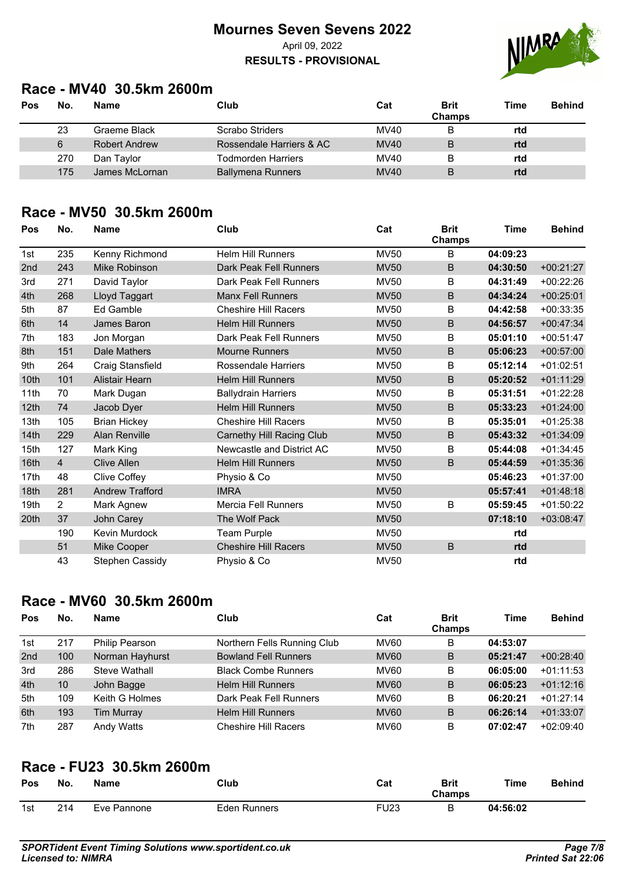# Mournes Seven Sevens 2022

April 09, 2022

**RESULTS - PROVISIONAL**

## Race - MV40 30.5km 2600m

| Pos | No. | Name | Club | Cat | Brit Champs | Time | Behind |
|---|---|---|---|---|---|---|---|
| | 23 | Graeme Black | Scrabo Striders | MV40 | B | **rtd** | |
| | 6 | Robert Andrew | Rossendale Harriers & AC | MV40 | B | **rtd** | |
| | 270 | Dan Taylor | Todmorden Harriers | MV40 | B | **rtd** | |
| | 175 | James McLornan | Ballymena Runners | MV40 | B | **rtd** | |

## Race - MV50 30.5km 2600m

| Pos | No. | Name | Club | Cat | Brit Champs | Time | Behind |
|---|---|---|---|---|---|---|---|
| 1st | 235 | Kenny Richmond | Helm Hill Runners | MV50 | B | **04:09:23** | |
| 2nd | 243 | Mike Robinson | Dark Peak Fell Runners | MV50 | B | **04:30:50** | +00:21:27 |
| 3rd | 271 | David Taylor | Dark Peak Fell Runners | MV50 | B | **04:31:49** | +00:22:26 |
| 4th | 268 | Lloyd Taggart | Manx Fell Runners | MV50 | B | **04:34:24** | +00:25:01 |
| 5th | 87 | Ed Gamble | Cheshire Hill Racers | MV50 | B | **04:42:58** | +00:33:35 |
| 6th | 14 | James Baron | Helm Hill Runners | MV50 | B | **04:56:57** | +00:47:34 |
| 7th | 183 | Jon Morgan | Dark Peak Fell Runners | MV50 | B | **05:01:10** | +00:51:47 |
| 8th | 151 | Dale Mathers | Mourne Runners | MV50 | B | **05:06:23** | +00:57:00 |
| 9th | 264 | Craig Stansfield | Rossendale Harriers | MV50 | B | **05:12:14** | +01:02:51 |
| 10th | 101 | Alistair Hearn | Helm Hill Runners | MV50 | B | **05:20:52** | +01:11:29 |
| 11th | 70 | Mark Dugan | Ballydrain Harriers | MV50 | B | **05:31:51** | +01:22:28 |
| 12th | 74 | Jacob Dyer | Helm Hill Runners | MV50 | B | **05:33:23** | +01:24:00 |
| 13th | 105 | Brian Hickey | Cheshire Hill Racers | MV50 | B | **05:35:01** | +01:25:38 |
| 14th | 229 | Alan Renville | Carnethy Hill Racing Club | MV50 | B | **05:43:32** | +01:34:09 |
| 15th | 127 | Mark King | Newcastle and District AC | MV50 | B | **05:44:08** | +01:34:45 |
| 16th | 4 | Clive Allen | Helm Hill Runners | MV50 | B | **05:44:59** | +01:35:36 |
| 17th | 48 | Clive Coffey | Physio & Co | MV50 | | **05:46:23** | +01:37:00 |
| 18th | 281 | Andrew Trafford | IMRA | MV50 | | **05:57:41** | +01:48:18 |
| 19th | 2 | Mark Agnew | Mercia Fell Runners | MV50 | B | **05:59:45** | +01:50:22 |
| 20th | 37 | John Carey | The Wolf Pack | MV50 | | **07:18:10** | +03:08:47 |
| | 190 | Kevin Murdock | Team Purple | MV50 | | **rtd** | |
| | 51 | Mike Cooper | Cheshire Hill Racers | MV50 | B | **rtd** | |
| | 43 | Stephen Cassidy | Physio & Co | MV50 | | **rtd** | |

## Race - MV60 30.5km 2600m

| Pos | No. | Name | Club | Cat | Brit Champs | Time | Behind |
|---|---|---|---|---|---|---|---|
| 1st | 217 | Philip Pearson | Northern Fells Running Club | MV60 | B | **04:53:07** | |
| 2nd | 100 | Norman Hayhurst | Bowland Fell Runners | MV60 | B | **05:21:47** | +00:28:40 |
| 3rd | 286 | Steve Wathall | Black Combe Runners | MV60 | B | **06:05:00** | +01:11:53 |
| 4th | 10 | John Bagge | Helm Hill Runners | MV60 | B | **06:05:23** | +01:12:16 |
| 5th | 109 | Keith G Holmes | Dark Peak Fell Runners | MV60 | B | **06:20:21** | +01:27:14 |
| 6th | 193 | Tim Murray | Helm Hill Runners | MV60 | B | **06:26:14** | +01:33:07 |
| 7th | 287 | Andy Watts | Cheshire Hill Racers | MV60 | B | **07:02:47** | +02:09:40 |

## Race - FU23 30.5km 2600m

| Pos | No. | Name | Club | Cat | Brit Champs | Time | Behind |
|---|---|---|---|---|---|---|---|
| 1st | 214 | Eve Pannone | Eden Runners | FU23 | B | **04:56:02** | |

***SPORTident Event Timing Solutions www.sportident.co.uk***
***Licensed to: NIMRA***

***Printed Sat 22:06***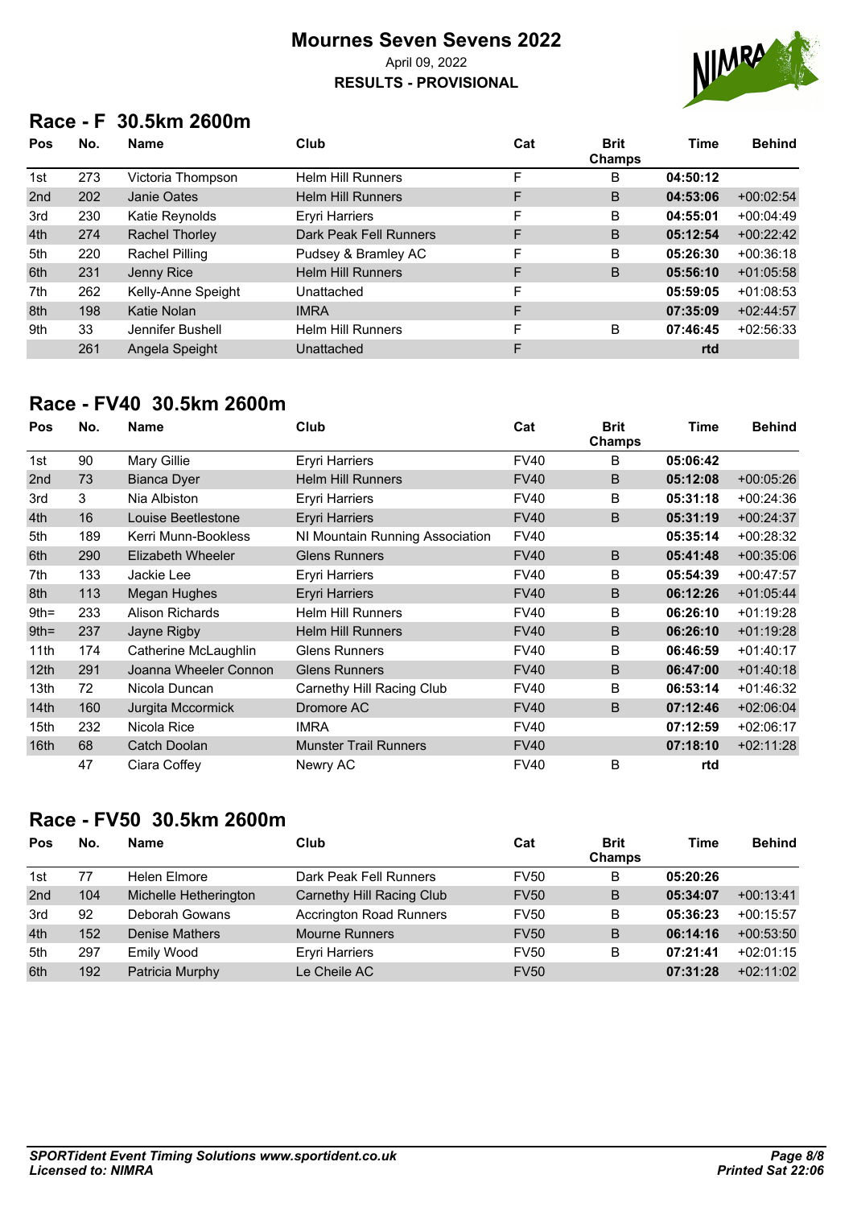# Mournes Seven Sevens 2022

April 09, 2022

**RESULTS - PROVISIONAL**

## Race - F 30.5km 2600m

| Pos | No. | Name | Club | Cat | Brit Champs | Time | Behind |
|---|---|---|---|---|---|---|---|
| 1st | 273 | Victoria Thompson | Helm Hill Runners | F | B | **04:50:12** | |
| 2nd | 202 | Janie Oates | Helm Hill Runners | F | B | **04:53:06** | +00:02:54 |
| 3rd | 230 | Katie Reynolds | Eryri Harriers | F | B | **04:55:01** | +00:04:49 |
| 4th | 274 | Rachel Thorley | Dark Peak Fell Runners | F | B | **05:12:54** | +00:22:42 |
| 5th | 220 | Rachel Pilling | Pudsey & Bramley AC | F | B | **05:26:30** | +00:36:18 |
| 6th | 231 | Jenny Rice | Helm Hill Runners | F | B | **05:56:10** | +01:05:58 |
| 7th | 262 | Kelly-Anne Speight | Unattached | F | | **05:59:05** | +01:08:53 |
| 8th | 198 | Katie Nolan | IMRA | F | | **07:35:09** | +02:44:57 |
| 9th | 33 | Jennifer Bushell | Helm Hill Runners | F | B | **07:46:45** | +02:56:33 |
| | 261 | Angela Speight | Unattached | F | | **rtd** | |

## Race - FV40 30.5km 2600m

| Pos | No. | Name | Club | Cat | Brit Champs | Time | Behind |
|---|---|---|---|---|---|---|---|
| 1st | 90 | Mary Gillie | Eryri Harriers | FV40 | B | **05:06:42** | |
| 2nd | 73 | Bianca Dyer | Helm Hill Runners | FV40 | B | **05:12:08** | +00:05:26 |
| 3rd | 3 | Nia Albiston | Eryri Harriers | FV40 | B | **05:31:18** | +00:24:36 |
| 4th | 16 | Louise Beetlestone | Eryri Harriers | FV40 | B | **05:31:19** | +00:24:37 |
| 5th | 189 | Kerri Munn-Bookless | NI Mountain Running Association | FV40 | | **05:35:14** | +00:28:32 |
| 6th | 290 | Elizabeth Wheeler | Glens Runners | FV40 | B | **05:41:48** | +00:35:06 |
| 7th | 133 | Jackie Lee | Eryri Harriers | FV40 | B | **05:54:39** | +00:47:57 |
| 8th | 113 | Megan Hughes | Eryri Harriers | FV40 | B | **06:12:26** | +01:05:44 |
| 9th= | 233 | Alison Richards | Helm Hill Runners | FV40 | B | **06:26:10** | +01:19:28 |
| 9th= | 237 | Jayne Rigby | Helm Hill Runners | FV40 | B | **06:26:10** | +01:19:28 |
| 11th | 174 | Catherine McLaughlin | Glens Runners | FV40 | B | **06:46:59** | +01:40:17 |
| 12th | 291 | Joanna Wheeler Connon | Glens Runners | FV40 | B | **06:47:00** | +01:40:18 |
| 13th | 72 | Nicola Duncan | Carnethy Hill Racing Club | FV40 | B | **06:53:14** | +01:46:32 |
| 14th | 160 | Jurgita Mccormick | Dromore AC | FV40 | B | **07:12:46** | +02:06:04 |
| 15th | 232 | Nicola Rice | IMRA | FV40 | | **07:12:59** | +02:06:17 |
| 16th | 68 | Catch Doolan | Munster Trail Runners | FV40 | | **07:18:10** | +02:11:28 |
| | 47 | Ciara Coffey | Newry AC | FV40 | B | **rtd** | |

## Race - FV50 30.5km 2600m

| Pos | No. | Name | Club | Cat | Brit Champs | Time | Behind |
|---|---|---|---|---|---|---|---|
| 1st | 77 | Helen Elmore | Dark Peak Fell Runners | FV50 | B | **05:20:26** | |
| 2nd | 104 | Michelle Hetherington | Carnethy Hill Racing Club | FV50 | B | **05:34:07** | +00:13:41 |
| 3rd | 92 | Deborah Gowans | Accrington Road Runners | FV50 | B | **05:36:23** | +00:15:57 |
| 4th | 152 | Denise Mathers | Mourne Runners | FV50 | B | **06:14:16** | +00:53:50 |
| 5th | 297 | Emily Wood | Eryri Harriers | FV50 | B | **07:21:41** | +02:01:15 |
| 6th | 192 | Patricia Murphy | Le Cheile AC | FV50 | | **07:31:28** | +02:11:02 |

***SPORTident Event Timing Solutions www.sportident.co.uk***
***Licensed to: NIMRA***

***Printed Sat 22:06***